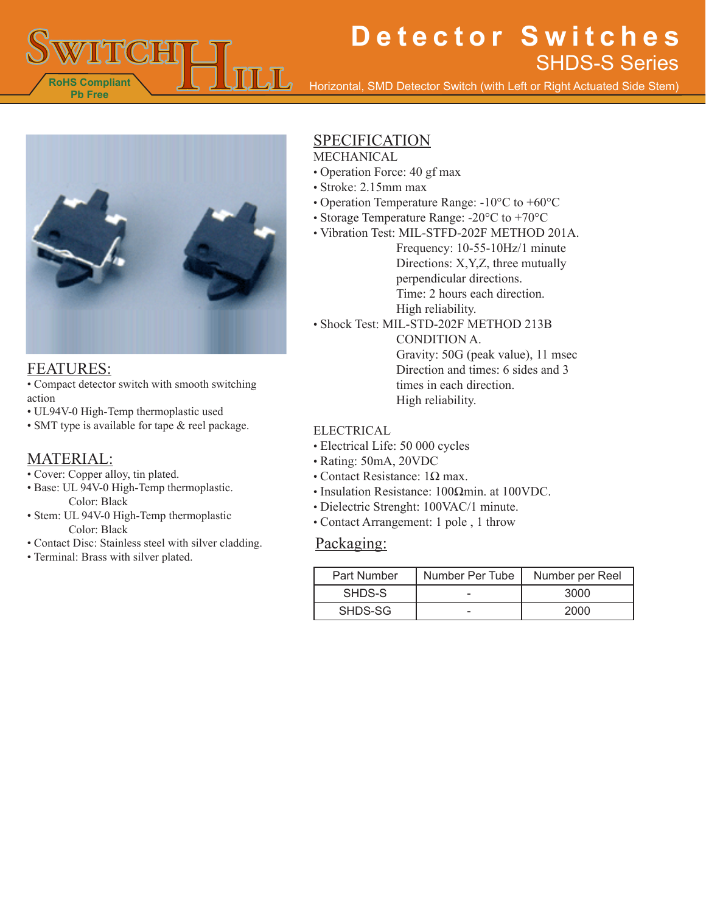# Detector Switches

## SHDS-S Series

Horizontal, SMD Detector Switch (with Left or Right Actuated Side Stem)

RoHS Compliant
Pb Free

## FEATURES:

- Compact detector switch with smooth switching action
- UL94V-0 High-Temp thermoplastic used
- SMT type is available for tape & reel package.

## MATERIAL:

- Cover: Copper alloy, tin plated.
- Base: UL 94V-0 High-Temp thermoplastic.
  Color: Black
- Stem: UL 94V-0 High-Temp thermoplastic
  Color: Black
- Contact Disc: Stainless steel with silver cladding.
- Terminal: Brass with silver plated.

## SPECIFICATION

MECHANICAL

- Operation Force: 40 gf max
- Stroke: 2.15mm max
- Operation Temperature Range: -10°C to +60°C
- Storage Temperature Range: -20°C to +70°C
- Vibration Test: MIL-STFD-202F METHOD 201A.
  Frequency: 10-55-10Hz/1 minute
  Directions: X,Y,Z, three mutually perpendicular directions.
  Time: 2 hours each direction.
  High reliability.
- Shock Test: MIL-STD-202F METHOD 213B CONDITION A.
  Gravity: 50G (peak value), 11 msec
  Direction and times: 6 sides and 3 times in each direction.
  High reliability.

ELECTRICAL

- Electrical Life: 50 000 cycles
- Rating: 50mA, 20VDC
- Contact Resistance: 1Ω max.
- Insulation Resistance: 100Ωmin. at 100VDC.
- Dielectric Strenght: 100VAC/1 minute.
- Contact Arrangement: 1 pole , 1 throw

## Packaging:

| Part Number | Number Per Tube | Number per Reel |
|---|---|---|
| SHDS-S | - | 3000 |
| SHDS-SG | - | 2000 |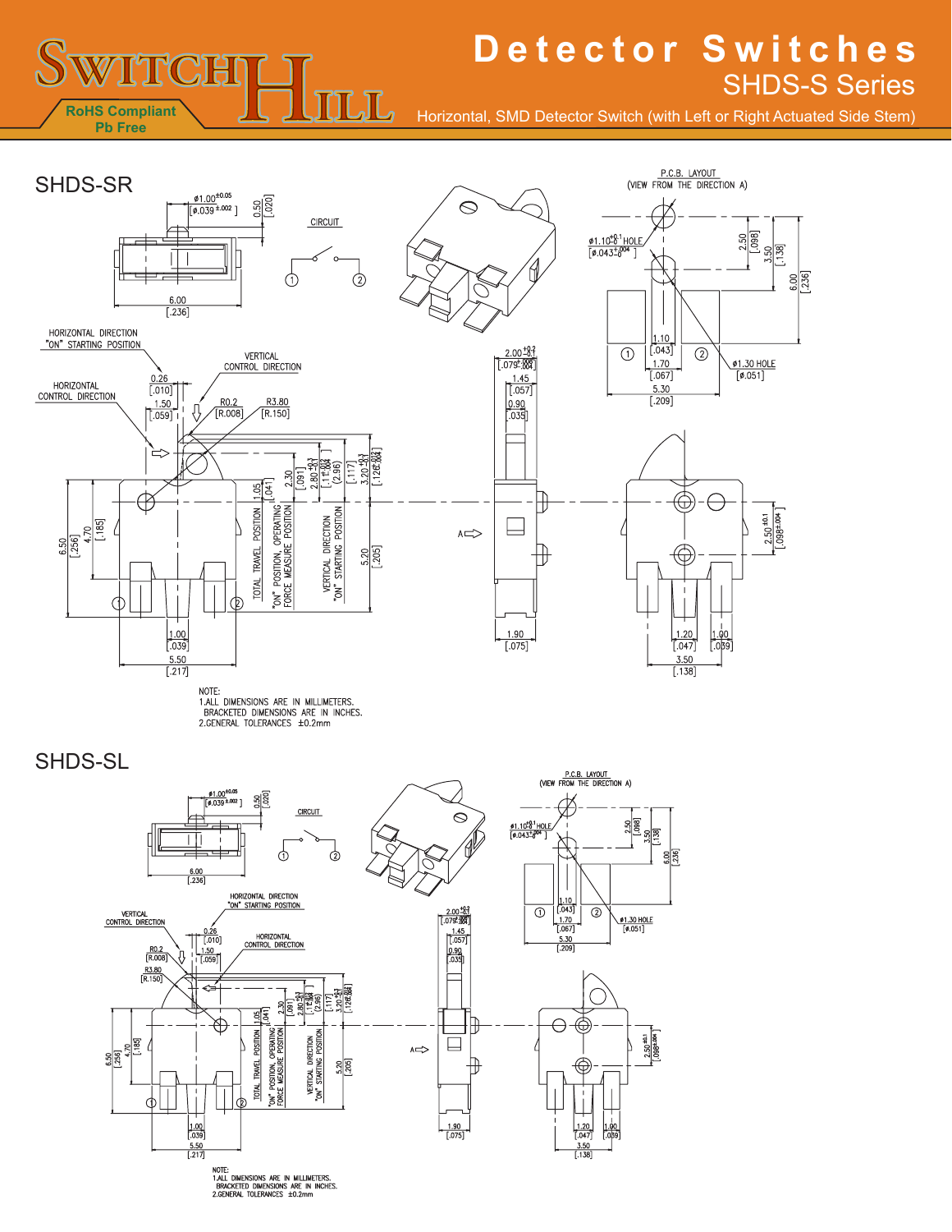# Detector Switches

## SHDS-S Series

Horizontal, SMD Detector Switch (with Left or Right Actuated Side Stem)

RoHS Compliant
Pb Free

## SHDS-SR

CIRCUIT

P.C.B. LAYOUT
(VIEW FROM THE DIRECTION A)

ø1.00$^{\pm0.05}$ [ø.039$^{\pm.002}$]
0.50 [.020]
6.00 [.236]

ø1.10$^{+0.1}_{-0}$ HOLE [ø.043$^{+.004}_{-0}$]
2.50 [.098]
3.50 [.138]
6.00 [.236]
1.10 [.043]
1.70 [.067]
5.30 [.209]
ø1.30 HOLE [ø.051]

HORIZONTAL DIRECTION "ON" STARTING POSITION
VERTICAL CONTROL DIRECTION
HORIZONTAL CONTROL DIRECTION
0.26 [.010]
1.50 [.059]
R0.2 [R.008]
R3.80 [R.150]
TOTAL TRAVEL POSITION 1.05 [.041]
"ON" POSITION, OPERATING FORCE MEASURE POSITION 2.30 [.091]
2.80$^{+0.1}_{-0.2}$ [.110$^{+.004}_{-.008}$]
VERTICAL DIRECTION "ON" STARTING POSITION (2.96) [.117]
3.20$^{+0.1}_{-0.1}$ [.126$^{+.004}_{-.004}$]
5.20 [.205]
6.50 [.256]
4.70 [.185]
1.00 [.039]
5.50 [.217]

2.00$^{+0.2}_{-0.1}$ [.079$^{+.008}_{-.004}$]
1.45 [.057]
0.90 [.035]
1.90 [.075]

2.50$^{\pm0.1}$ [.098$^{\pm.004}$]
1.20 [.047]
1.00 [.039]
3.50 [.138]

NOTE:
1.ALL DIMENSIONS ARE IN MILLIMETERS.
BRACKETED DIMENSIONS ARE IN INCHES.
2.GENERAL TOLERANCES ±0.2mm

## SHDS-SL

CIRCUIT

P.C.B. LAYOUT
(VIEW FROM THE DIRECTION A)

ø1.00$^{\pm0.05}$ [ø.039$^{\pm.002}$]
0.50 [.020]
6.00 [.236]

ø1.10$^{+0.1}_{-0}$ HOLE [ø.043$^{+.004}_{-0}$]
2.50 [.098]
3.50 [.138]
6.00 [.236]
1.10 [.043]
1.70 [.067]
5.30 [.209]
ø1.30 HOLE [ø.051]

HORIZONTAL DIRECTION "ON" STARTING POSITION
VERTICAL CONTROL DIRECTION
HORIZONTAL CONTROL DIRECTION
0.26 [.010]
1.50 [.059]
R0.2 [R.008]
R3.80 [R.150]
TOTAL TRAVEL POSITION 1.05 [.041]
"ON" POSITION, OPERATING FORCE MEASURE POSITION 2.30 [.091]
2.80$^{+0.1}_{-0.2}$ [.110$^{+.004}_{-.008}$]
VERTICAL DIRECTION "ON" STARTING POSITION (2.96) [.117]
3.20$^{+0.1}_{-0.1}$ [.126$^{+.004}_{-.004}$]
5.20 [.205]
6.50 [.256]
4.70 [.185]
1.00 [.039]
5.50 [.217]

2.00$^{+0.2}_{-0.1}$ [.079$^{+.008}_{-.004}$]
1.45 [.057]
0.90 [.035]
1.90 [.075]

2.50$^{\pm0.1}$ [.098$^{\pm.004}$]
1.20 [.047]
1.00 [.039]
3.50 [.138]

NOTE:
1.ALL DIMENSIONS ARE IN MILLIMETERS.
BRACKETED DIMENSIONS ARE IN INCHES.
2.GENERAL TOLERANCES ±0.2mm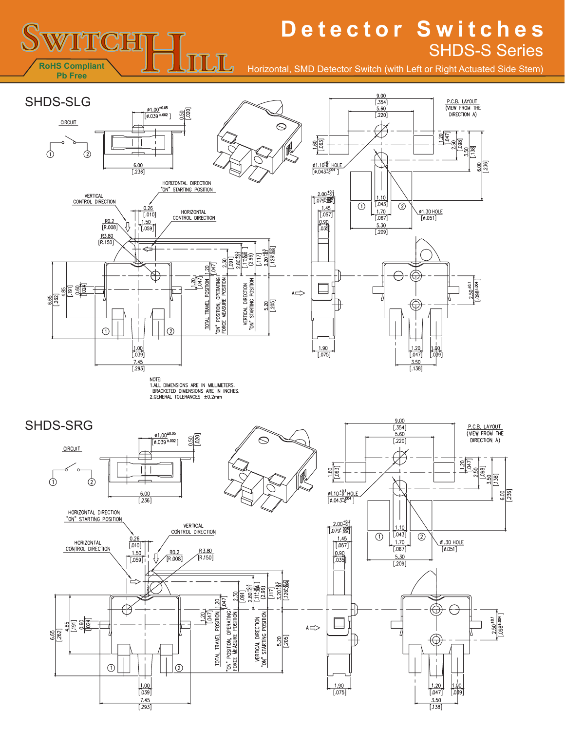# Detector Switches

## SHDS-S Series

Horizontal, SMD Detector Switch (with Left or Right Actuated Side Stem)

RoHS Compliant
Pb Free

## SHDS-SLG

CIRCUIT

ø1.00$^{\pm 0.05}$ [ø.039$^{\pm .002}$]

0.50 [.020]

6.00 [.236]

HORIZONTAL DIRECTION "ON" STARTING POSITION

VERTICAL CONTROL DIRECTION

HORIZONTAL CONTROL DIRECTION

0.26 [.010]

1.50 [.059]

R0.2 [R.008]

R3.80 [R.150]

6.65 [.262]

4.85 [.191]

0.60 [.024]

1.20 [.047]

1.20 [.047]

2.30 [.091]

2.80$^{+0.3}_{-0}$ [.110$^{+.012}_{-0}$]

(2.96)

3.20$^{+0.1}_{-0}$ [.126$^{+.004}_{-0}$]

[.117]

TOTAL TRAVEL POSITION

"ON" POSITION, OPERATING FORCE MEASURE POSITION

VERTICAL DIRECTION "ON" STARTING POSITION

5.20 [.205]

1.00 [.039]

7.45 [.293]

P.C.B. LAYOUT (VIEW FROM THE DIRECTION A)

9.00 [.354]

5.60 [.220]

1.60 [.063]

1.20 [.047]

2.50 [.098]

3.50 [.138]

6.00 [.236]

ø1.10$^{+0.1}_{-0}$ HOLE [ø.043$^{+.004}_{-0}$]

1.10 [.043]

1.70 [.067]

5.30 [.209]

ø1.30 HOLE [ø.051]

2.00$^{+0.2}_{-0.1}$ [.079$^{+.008}_{-.004}$]

1.45 [.057]

0.90 [.035]

A

1.90 [.075]

2.50$^{\pm 0.1}$ [.098$^{\pm .004}$]

1.20 [.047]

1.00 [.039]

3.50 [.138]

NOTE:
1.ALL DIMENSIONS ARE IN MILLIMETERS. BRACKETED DIMENSIONS ARE IN INCHES.
2.GENERAL TOLERANCES ±0.2mm

## SHDS-SRG

CIRCUIT

ø1.00$^{\pm 0.05}$ [ø.039$^{\pm .002}$]

0.50 [.020]

6.00 [.236]

HORIZONTAL DIRECTION "ON" STARTING POSITION

VERTICAL CONTROL DIRECTION

HORIZONTAL CONTROL DIRECTION

0.26 [.010]

1.50 [.059]

R0.2 [R.008]

R3.80 [R.150]

6.65 [.262]

4.85 [.191]

0.60 [.024]

1.20 [.047]

1.20 [.047]

2.30 [.091]

2.80$^{+0.3}_{-0}$ [.110$^{+.012}_{-0}$]

(2.96)

3.20$^{+0.1}_{-0}$ [.126$^{+.004}_{-0}$]

[.117]

TOTAL TRAVEL POSITION

"ON" POSITION, OPERATING FORCE MEASURE POSITION

VERTICAL DIRECTION "ON" STARTING POSITION

5.20 [.205]

1.00 [.039]

7.45 [.293]

P.C.B. LAYOUT (VIEW FROM THE DIRECTION A)

9.00 [.354]

5.60 [.220]

1.60 [.063]

1.20 [.047]

2.50 [.098]

3.50 [.138]

6.00 [.236]

ø1.10$^{+0.1}_{-0}$ HOLE [ø.043$^{+.004}_{-0}$]

1.10 [.043]

1.70 [.067]

5.30 [.209]

ø1.30 HOLE [ø.051]

2.00$^{+0.2}_{-0.1}$ [.079$^{+.008}_{-.004}$]

1.45 [.057]

0.90 [.035]

A

1.90 [.075]

2.50$^{\pm 0.1}$ [.098$^{\pm .004}$]

1.20 [.047]

1.00 [.039]

3.50 [.138]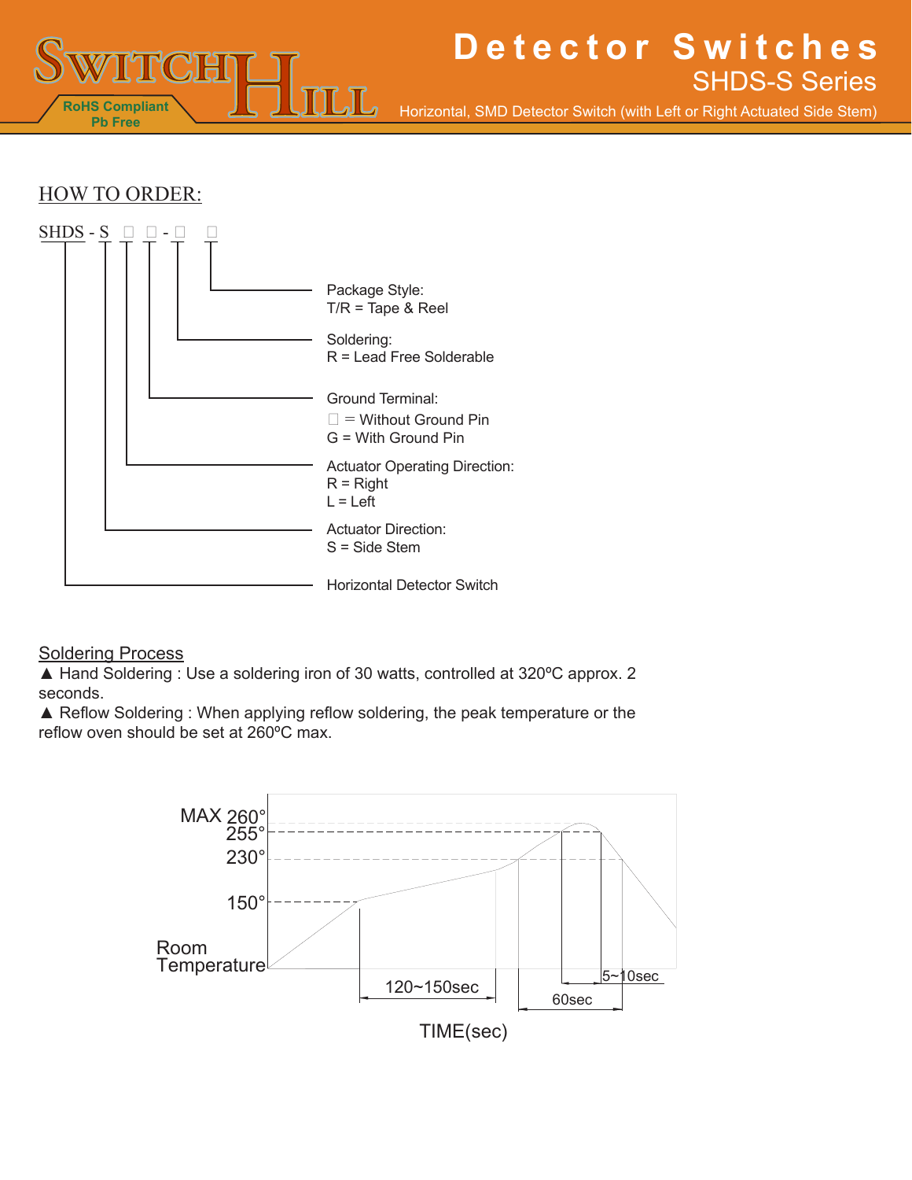# Detector Switches

## SHDS-S Series

Horizontal, SMD Detector Switch (with Left or Right Actuated Side Stem)

RoHS Compliant
Pb Free

## HOW TO ORDER:

SHDS - S □ □ - □ □

- Package Style:
  T/R = Tape & Reel
- Soldering:
  R = Lead Free Solderable
- Ground Terminal:
  □ = Without Ground Pin
  G = With Ground Pin
- Actuator Operating Direction:
  R = Right
  L = Left
- Actuator Direction:
  S = Side Stem
- Horizontal Detector Switch

## Soldering Process

▲ Hand Soldering : Use a soldering iron of 30 watts, controlled at 320ºC approx. 2 seconds.

▲ Reflow Soldering : When applying reflow soldering, the peak temperature or the reflow oven should be set at 260ºC max.

MAX 260°
255°
230°
150°
Room Temperature
120~150sec
60sec
5~10sec
TIME(sec)